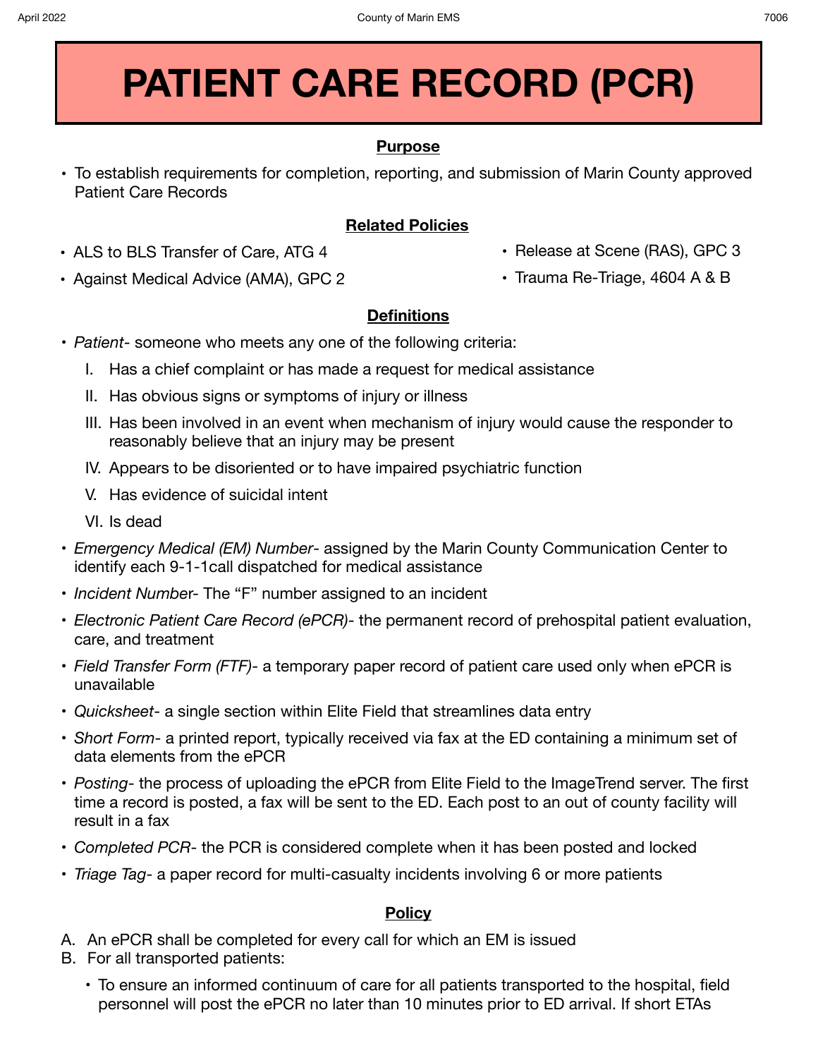# PATIENT CARE RECORD (PCR)

## Purpose

- To establish requirements for completion, reporting, and submission of Marin County approved Patient Care Records

## Related Policies

- ALS to BLS Transfer of Care, ATG 4
- Against Medical Advice (AMA), GPC 2
- Release at Scene (RAS), GPC 3
- Trauma Re-Triage, 4604 A & B

## Definitions

- *Patient*- someone who meets any one of the following criteria:
  - I. Has a chief complaint or has made a request for medical assistance
  - II. Has obvious signs or symptoms of injury or illness
  - III. Has been involved in an event when mechanism of injury would cause the responder to reasonably believe that an injury may be present
  - IV. Appears to be disoriented or to have impaired psychiatric function
  - V. Has evidence of suicidal intent
  - VI. Is dead
- *Emergency Medical (EM) Number*- assigned by the Marin County Communication Center to identify each 9-1-1call dispatched for medical assistance
- *Incident Number*- The "F" number assigned to an incident
- *Electronic Patient Care Record (ePCR)*- the permanent record of prehospital patient evaluation, care, and treatment
- *Field Transfer Form (FTF)*- a temporary paper record of patient care used only when ePCR is unavailable
- *Quicksheet*- a single section within Elite Field that streamlines data entry
- *Short Form*- a printed report, typically received via fax at the ED containing a minimum set of data elements from the ePCR
- *Posting*- the process of uploading the ePCR from Elite Field to the ImageTrend server. The first time a record is posted, a fax will be sent to the ED. Each post to an out of county facility will result in a fax
- *Completed PCR*- the PCR is considered complete when it has been posted and locked
- *Triage Tag*- a paper record for multi-casualty incidents involving 6 or more patients

## Policy

A. An ePCR shall be completed for every call for which an EM is issued

B. For all transported patients:

- To ensure an informed continuum of care for all patients transported to the hospital, field personnel will post the ePCR no later than 10 minutes prior to ED arrival. If short ETAs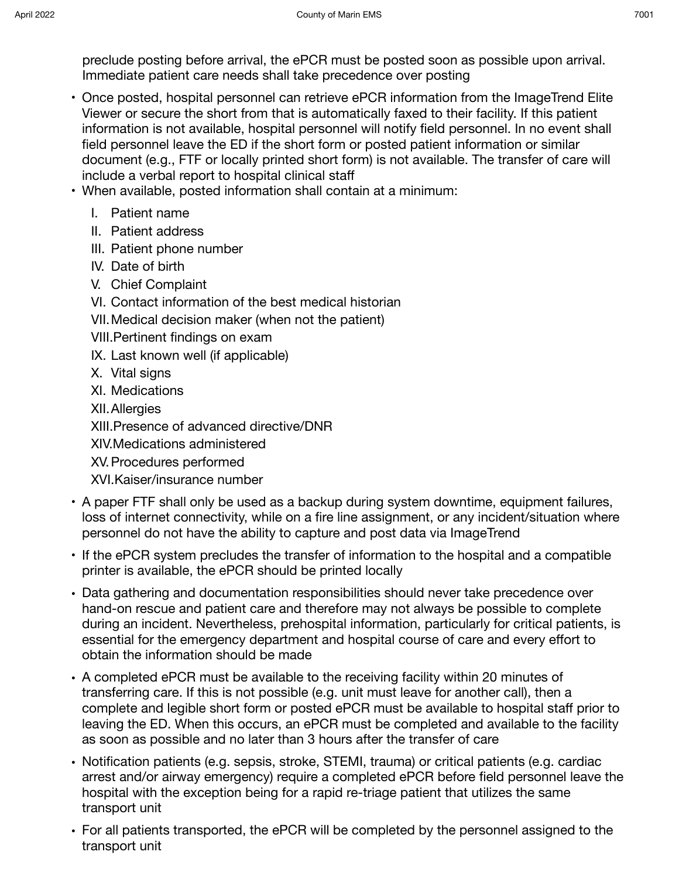preclude posting before arrival, the ePCR must be posted soon as possible upon arrival. Immediate patient care needs shall take precedence over posting

- Once posted, hospital personnel can retrieve ePCR information from the ImageTrend Elite Viewer or secure the short from that is automatically faxed to their facility. If this patient information is not available, hospital personnel will notify field personnel. In no event shall field personnel leave the ED if the short form or posted patient information or similar document (e.g., FTF or locally printed short form) is not available. The transfer of care will include a verbal report to hospital clinical staff
- When available, posted information shall contain at a minimum:
    - I. Patient name
    - II. Patient address
    - III. Patient phone number
    - IV. Date of birth
    - V. Chief Complaint
    - VI. Contact information of the best medical historian
    - VII. Medical decision maker (when not the patient)
    - VIII. Pertinent findings on exam
    - IX. Last known well (if applicable)
    - X. Vital signs
    - XI. Medications
    - XII. Allergies
    - XIII. Presence of advanced directive/DNR
    - XIV. Medications administered
    - XV. Procedures performed
    - XVI. Kaiser/insurance number
- A paper FTF shall only be used as a backup during system downtime, equipment failures, loss of internet connectivity, while on a fire line assignment, or any incident/situation where personnel do not have the ability to capture and post data via ImageTrend
- If the ePCR system precludes the transfer of information to the hospital and a compatible printer is available, the ePCR should be printed locally
- Data gathering and documentation responsibilities should never take precedence over hand-on rescue and patient care and therefore may not always be possible to complete during an incident. Nevertheless, prehospital information, particularly for critical patients, is essential for the emergency department and hospital course of care and every effort to obtain the information should be made
- A completed ePCR must be available to the receiving facility within 20 minutes of transferring care. If this is not possible (e.g. unit must leave for another call), then a complete and legible short form or posted ePCR must be available to hospital staff prior to leaving the ED. When this occurs, an ePCR must be completed and available to the facility as soon as possible and no later than 3 hours after the transfer of care
- Notification patients (e.g. sepsis, stroke, STEMI, trauma) or critical patients (e.g. cardiac arrest and/or airway emergency) require a completed ePCR before field personnel leave the hospital with the exception being for a rapid re-triage patient that utilizes the same transport unit
- For all patients transported, the ePCR will be completed by the personnel assigned to the transport unit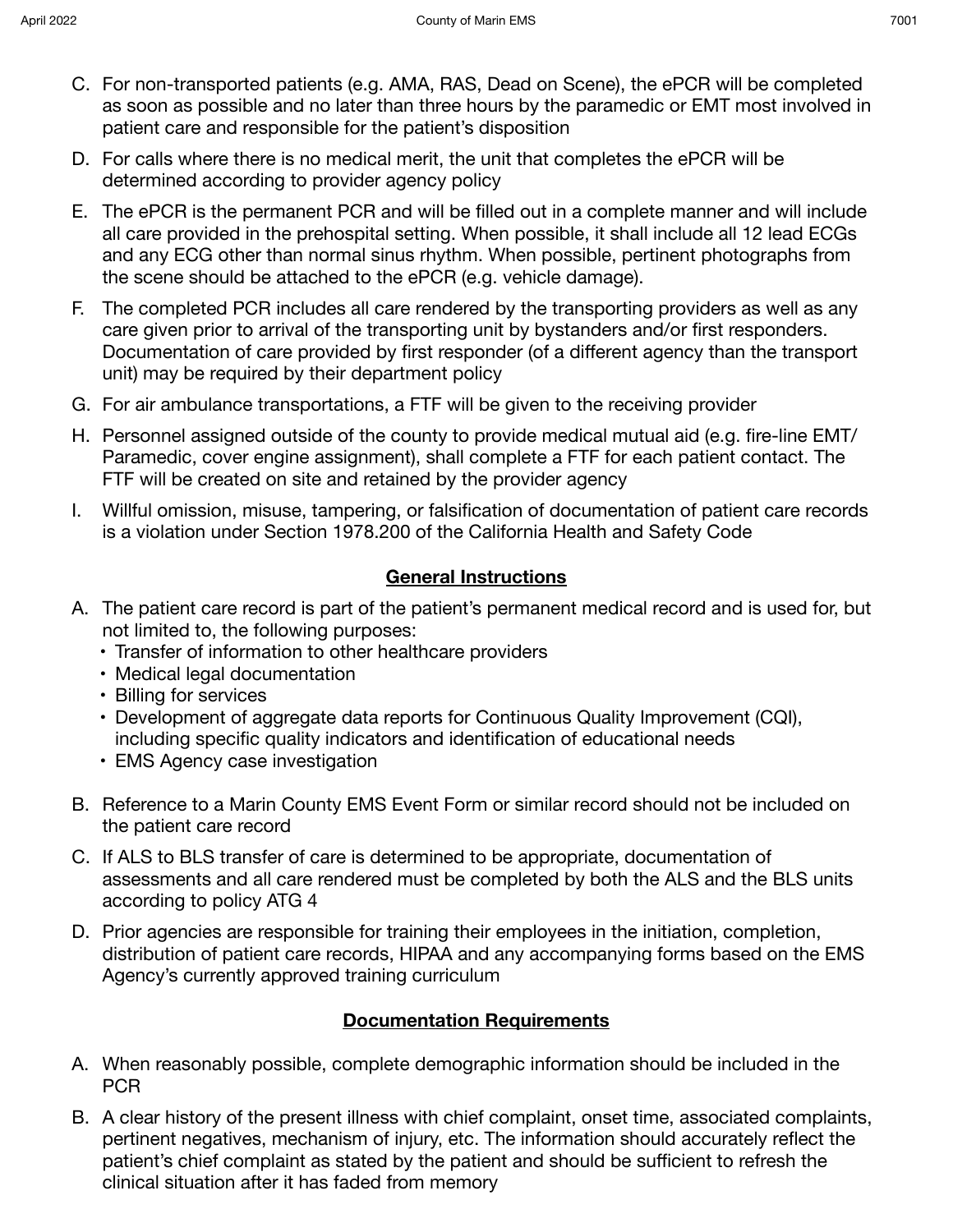C. For non-transported patients (e.g. AMA, RAS, Dead on Scene), the ePCR will be completed as soon as possible and no later than three hours by the paramedic or EMT most involved in patient care and responsible for the patient's disposition

D. For calls where there is no medical merit, the unit that completes the ePCR will be determined according to provider agency policy

E. The ePCR is the permanent PCR and will be filled out in a complete manner and will include all care provided in the prehospital setting. When possible, it shall include all 12 lead ECGs and any ECG other than normal sinus rhythm. When possible, pertinent photographs from the scene should be attached to the ePCR (e.g. vehicle damage).

F. The completed PCR includes all care rendered by the transporting providers as well as any care given prior to arrival of the transporting unit by bystanders and/or first responders. Documentation of care provided by first responder (of a different agency than the transport unit) may be required by their department policy

G. For air ambulance transportations, a FTF will be given to the receiving provider

H. Personnel assigned outside of the county to provide medical mutual aid (e.g. fire-line EMT/ Paramedic, cover engine assignment), shall complete a FTF for each patient contact. The FTF will be created on site and retained by the provider agency

I. Willful omission, misuse, tampering, or falsification of documentation of patient care records is a violation under Section 1978.200 of the California Health and Safety Code

## General Instructions

A. The patient care record is part of the patient's permanent medical record and is used for, but not limited to, the following purposes:
- Transfer of information to other healthcare providers
- Medical legal documentation
- Billing for services
- Development of aggregate data reports for Continuous Quality Improvement (CQI), including specific quality indicators and identification of educational needs
- EMS Agency case investigation

B. Reference to a Marin County EMS Event Form or similar record should not be included on the patient care record

C. If ALS to BLS transfer of care is determined to be appropriate, documentation of assessments and all care rendered must be completed by both the ALS and the BLS units according to policy ATG 4

D. Prior agencies are responsible for training their employees in the initiation, completion, distribution of patient care records, HIPAA and any accompanying forms based on the EMS Agency's currently approved training curriculum

## Documentation Requirements

A. When reasonably possible, complete demographic information should be included in the PCR

B. A clear history of the present illness with chief complaint, onset time, associated complaints, pertinent negatives, mechanism of injury, etc. The information should accurately reflect the patient's chief complaint as stated by the patient and should be sufficient to refresh the clinical situation after it has faded from memory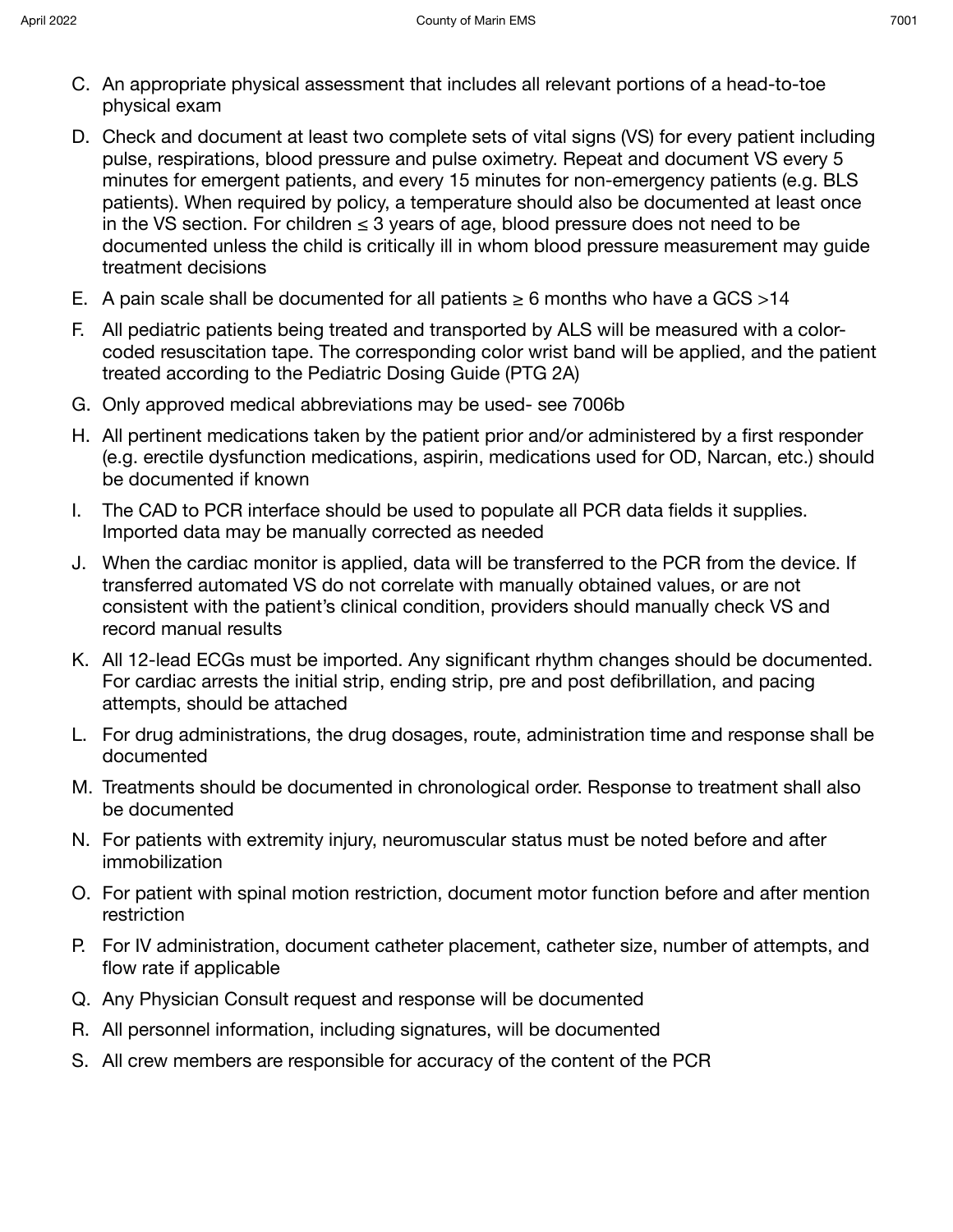C. An appropriate physical assessment that includes all relevant portions of a head-to-toe physical exam

D. Check and document at least two complete sets of vital signs (VS) for every patient including pulse, respirations, blood pressure and pulse oximetry. Repeat and document VS every 5 minutes for emergent patients, and every 15 minutes for non-emergency patients (e.g. BLS patients). When required by policy, a temperature should also be documented at least once in the VS section. For children ≤ 3 years of age, blood pressure does not need to be documented unless the child is critically ill in whom blood pressure measurement may guide treatment decisions

E. A pain scale shall be documented for all patients ≥ 6 months who have a GCS >14

F. All pediatric patients being treated and transported by ALS will be measured with a color-coded resuscitation tape. The corresponding color wrist band will be applied, and the patient treated according to the Pediatric Dosing Guide (PTG 2A)

G. Only approved medical abbreviations may be used- see 7006b

H. All pertinent medications taken by the patient prior and/or administered by a first responder (e.g. erectile dysfunction medications, aspirin, medications used for OD, Narcan, etc.) should be documented if known

I. The CAD to PCR interface should be used to populate all PCR data fields it supplies. Imported data may be manually corrected as needed

J. When the cardiac monitor is applied, data will be transferred to the PCR from the device. If transferred automated VS do not correlate with manually obtained values, or are not consistent with the patient's clinical condition, providers should manually check VS and record manual results

K. All 12-lead ECGs must be imported. Any significant rhythm changes should be documented. For cardiac arrests the initial strip, ending strip, pre and post defibrillation, and pacing attempts, should be attached

L. For drug administrations, the drug dosages, route, administration time and response shall be documented

M. Treatments should be documented in chronological order. Response to treatment shall also be documented

N. For patients with extremity injury, neuromuscular status must be noted before and after immobilization

O. For patient with spinal motion restriction, document motor function before and after mention restriction

P. For IV administration, document catheter placement, catheter size, number of attempts, and flow rate if applicable

Q. Any Physician Consult request and response will be documented

R. All personnel information, including signatures, will be documented

S. All crew members are responsible for accuracy of the content of the PCR